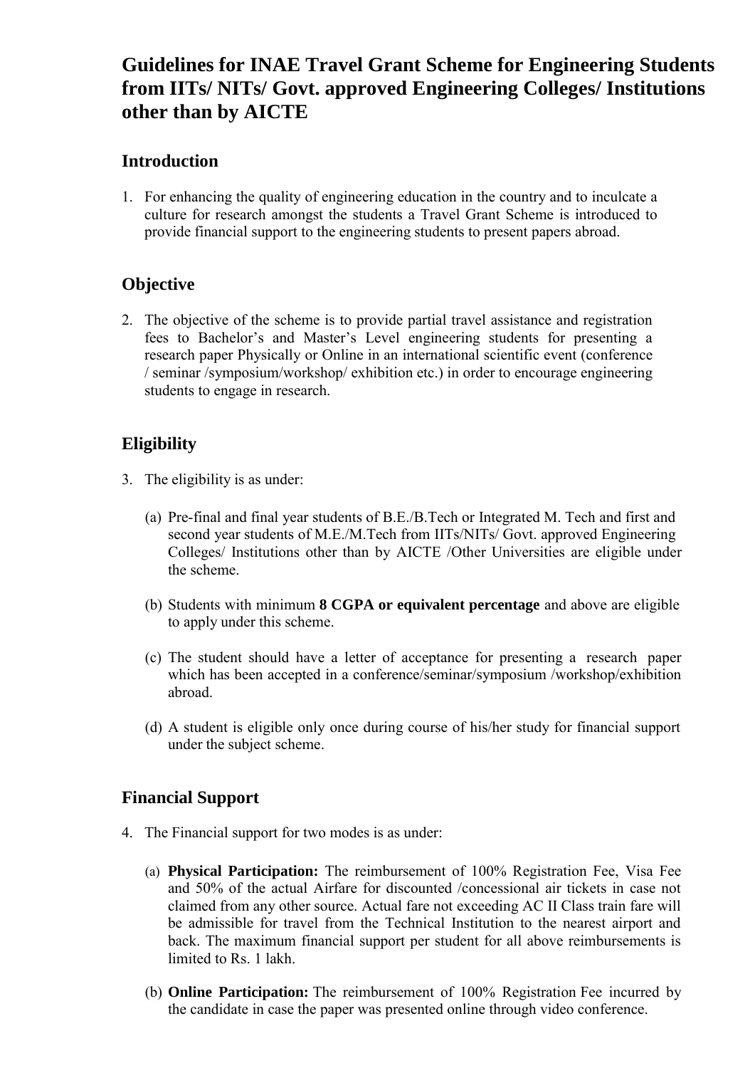# Guidelines for INAE Travel Grant Scheme for Engineering Students from IITs/ NITs/ Govt. approved Engineering Colleges/ Institutions other than by AICTE

## Introduction

1. For enhancing the quality of engineering education in the country and to inculcate a culture for research amongst the students a Travel Grant Scheme is introduced to provide financial support to the engineering students to present papers abroad.

## Objective

2. The objective of the scheme is to provide partial travel assistance and registration fees to Bachelor's and Master's Level engineering students for presenting a research paper Physically or Online in an international scientific event (conference / seminar /symposium/workshop/ exhibition etc.) in order to encourage engineering students to engage in research.

## Eligibility

3. The eligibility is as under:

   (a) Pre-final and final year students of B.E./B.Tech or Integrated M. Tech and first and second year students of M.E./M.Tech from IITs/NITs/ Govt. approved Engineering Colleges/ Institutions other than by AICTE /Other Universities are eligible under the scheme.

   (b) Students with minimum **8 CGPA or equivalent percentage** and above are eligible to apply under this scheme.

   (c) The student should have a letter of acceptance for presenting a research paper which has been accepted in a conference/seminar/symposium /workshop/exhibition abroad.

   (d) A student is eligible only once during course of his/her study for financial support under the subject scheme.

## Financial Support

4. The Financial support for two modes is as under:

   (a) **Physical Participation:** The reimbursement of 100% Registration Fee, Visa Fee and 50% of the actual Airfare for discounted /concessional air tickets in case not claimed from any other source. Actual fare not exceeding AC II Class train fare will be admissible for travel from the Technical Institution to the nearest airport and back. The maximum financial support per student for all above reimbursements is limited to Rs. 1 lakh.

   (b) **Online Participation:** The reimbursement of 100% Registration Fee incurred by the candidate in case the paper was presented online through video conference.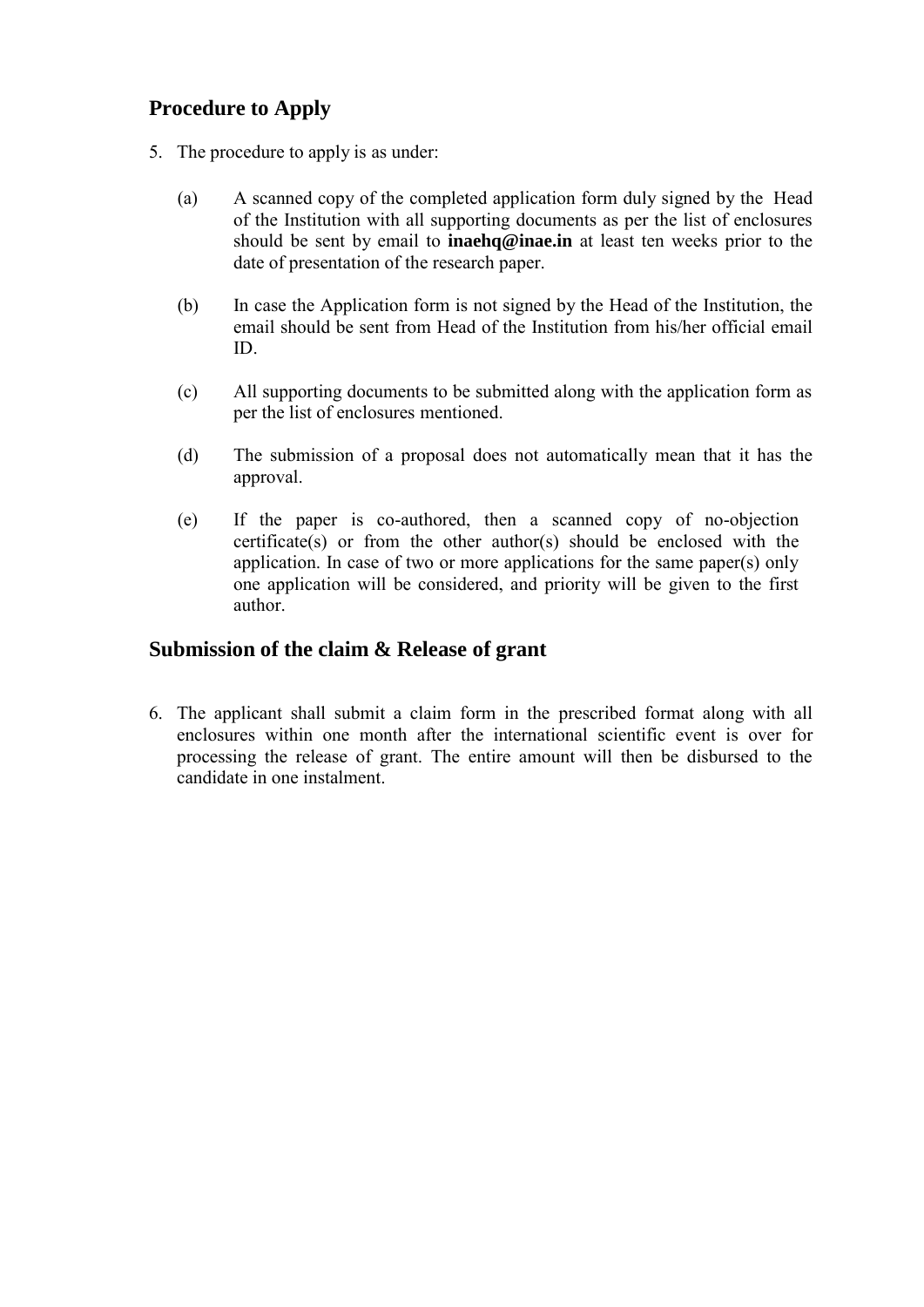## Procedure to Apply

5. The procedure to apply is as under:

   (a) A scanned copy of the completed application form duly signed by the Head of the Institution with all supporting documents as per the list of enclosures should be sent by email to **inaehq@inae.in** at least ten weeks prior to the date of presentation of the research paper.

   (b) In case the Application form is not signed by the Head of the Institution, the email should be sent from Head of the Institution from his/her official email ID.

   (c) All supporting documents to be submitted along with the application form as per the list of enclosures mentioned.

   (d) The submission of a proposal does not automatically mean that it has the approval.

   (e) If the paper is co-authored, then a scanned copy of no-objection certificate(s) or from the other author(s) should be enclosed with the application. In case of two or more applications for the same paper(s) only one application will be considered, and priority will be given to the first author.

## Submission of the claim & Release of grant

6. The applicant shall submit a claim form in the prescribed format along with all enclosures within one month after the international scientific event is over for processing the release of grant. The entire amount will then be disbursed to the candidate in one instalment.